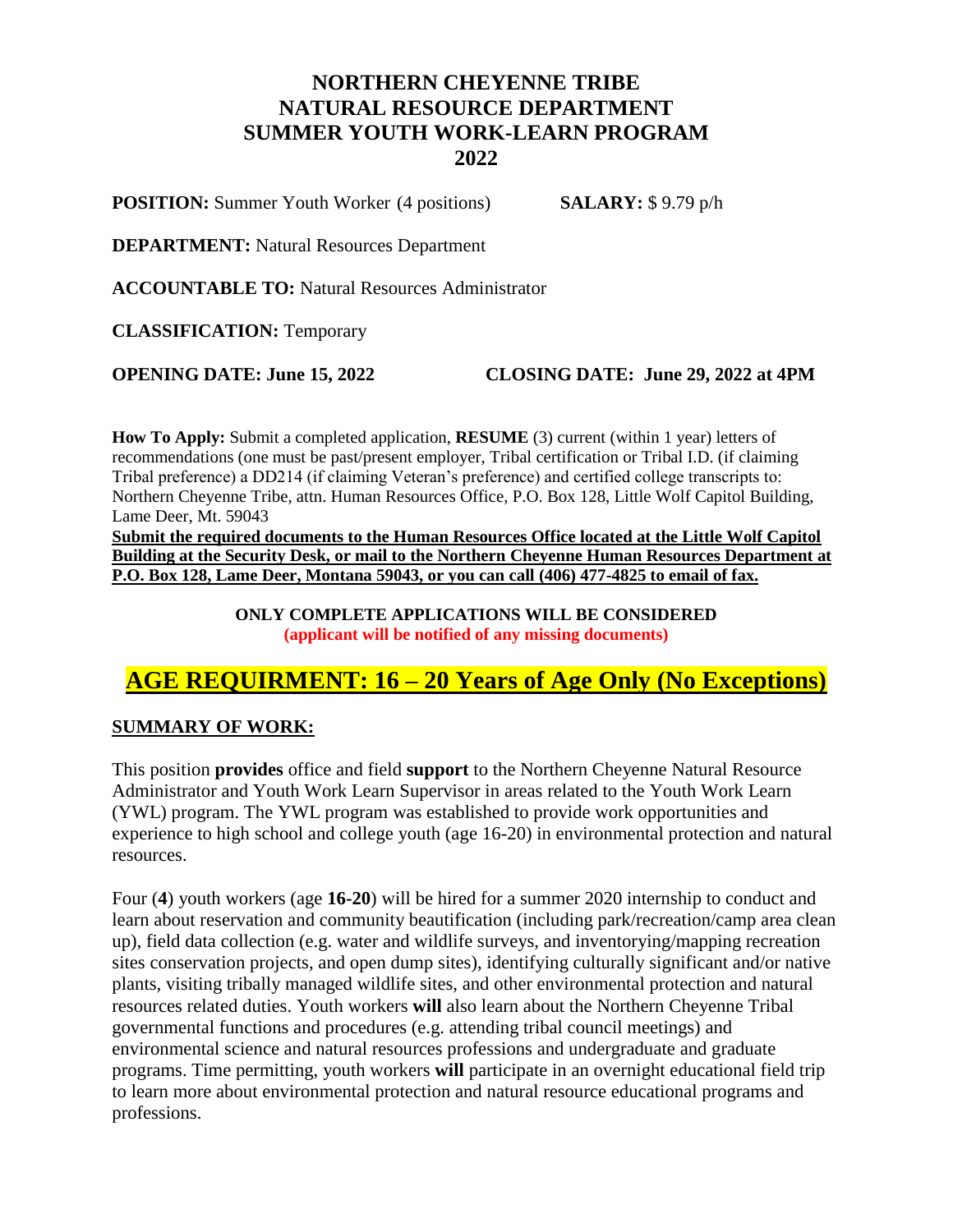# NORTHERN CHEYENNE TRIBE
# NATURAL RESOURCE DEPARTMENT
# SUMMER YOUTH WORK-LEARN PROGRAM
# 2022

**POSITION:** Summer Youth Worker (4 positions) **SALARY:** $ 9.79 p/h

**DEPARTMENT:** Natural Resources Department

**ACCOUNTABLE TO:** Natural Resources Administrator

**CLASSIFICATION:** Temporary

**OPENING DATE: June 15, 2022** **CLOSING DATE: June 29, 2022 at 4PM**

**How To Apply:** Submit a completed application, **RESUME** (3) current (within 1 year) letters of recommendations (one must be past/present employer, Tribal certification or Tribal I.D. (if claiming Tribal preference) a DD214 (if claiming Veteran's preference) and certified college transcripts to: Northern Cheyenne Tribe, attn. Human Resources Office, P.O. Box 128, Little Wolf Capitol Building, Lame Deer, Mt. 59043

**Submit the required documents to the Human Resources Office located at the Little Wolf Capitol Building at the Security Desk, or mail to the Northern Cheyenne Human Resources Department at P.O. Box 128, Lame Deer, Montana 59043, or you can call (406) 477-4825 to email of fax.**

**ONLY COMPLETE APPLICATIONS WILL BE CONSIDERED**
**(applicant will be notified of any missing documents)**

## AGE REQUIRMENT: 16 – 20 Years of Age Only (No Exceptions)

### SUMMARY OF WORK:

This position **provides** office and field **support** to the Northern Cheyenne Natural Resource Administrator and Youth Work Learn Supervisor in areas related to the Youth Work Learn (YWL) program. The YWL program was established to provide work opportunities and experience to high school and college youth (age 16-20) in environmental protection and natural resources.

Four (**4**) youth workers (age **16-20**) will be hired for a summer 2020 internship to conduct and learn about reservation and community beautification (including park/recreation/camp area clean up), field data collection (e.g. water and wildlife surveys, and inventorying/mapping recreation sites conservation projects, and open dump sites), identifying culturally significant and/or native plants, visiting tribally managed wildlife sites, and other environmental protection and natural resources related duties. Youth workers **will** also learn about the Northern Cheyenne Tribal governmental functions and procedures (e.g. attending tribal council meetings) and environmental science and natural resources professions and undergraduate and graduate programs. Time permitting, youth workers **will** participate in an overnight educational field trip to learn more about environmental protection and natural resource educational programs and professions.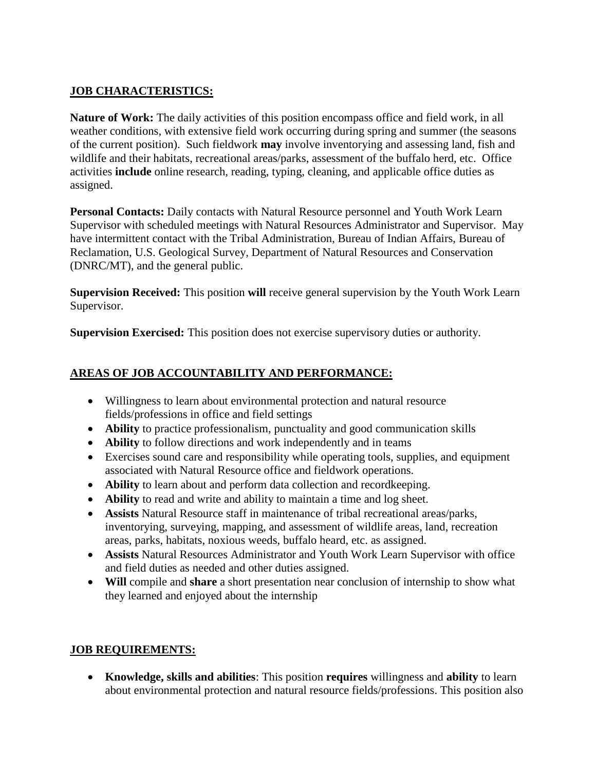## JOB CHARACTERISTICS:

**Nature of Work:** The daily activities of this position encompass office and field work, in all weather conditions, with extensive field work occurring during spring and summer (the seasons of the current position). Such fieldwork **may** involve inventorying and assessing land, fish and wildlife and their habitats, recreational areas/parks, assessment of the buffalo herd, etc. Office activities **include** online research, reading, typing, cleaning, and applicable office duties as assigned.

**Personal Contacts:** Daily contacts with Natural Resource personnel and Youth Work Learn Supervisor with scheduled meetings with Natural Resources Administrator and Supervisor. May have intermittent contact with the Tribal Administration, Bureau of Indian Affairs, Bureau of Reclamation, U.S. Geological Survey, Department of Natural Resources and Conservation (DNRC/MT), and the general public.

**Supervision Received:** This position **will** receive general supervision by the Youth Work Learn Supervisor.

**Supervision Exercised:** This position does not exercise supervisory duties or authority.

## AREAS OF JOB ACCOUNTABILITY AND PERFORMANCE:

- Willingness to learn about environmental protection and natural resource fields/professions in office and field settings
- **Ability** to practice professionalism, punctuality and good communication skills
- **Ability** to follow directions and work independently and in teams
- Exercises sound care and responsibility while operating tools, supplies, and equipment associated with Natural Resource office and fieldwork operations.
- **Ability** to learn about and perform data collection and recordkeeping.
- **Ability** to read and write and ability to maintain a time and log sheet.
- **Assists** Natural Resource staff in maintenance of tribal recreational areas/parks, inventorying, surveying, mapping, and assessment of wildlife areas, land, recreation areas, parks, habitats, noxious weeds, buffalo heard, etc. as assigned.
- **Assists** Natural Resources Administrator and Youth Work Learn Supervisor with office and field duties as needed and other duties assigned.
- **Will** compile and **share** a short presentation near conclusion of internship to show what they learned and enjoyed about the internship

## JOB REQUIREMENTS:

- **Knowledge, skills and abilities**: This position **requires** willingness and **ability** to learn about environmental protection and natural resource fields/professions. This position also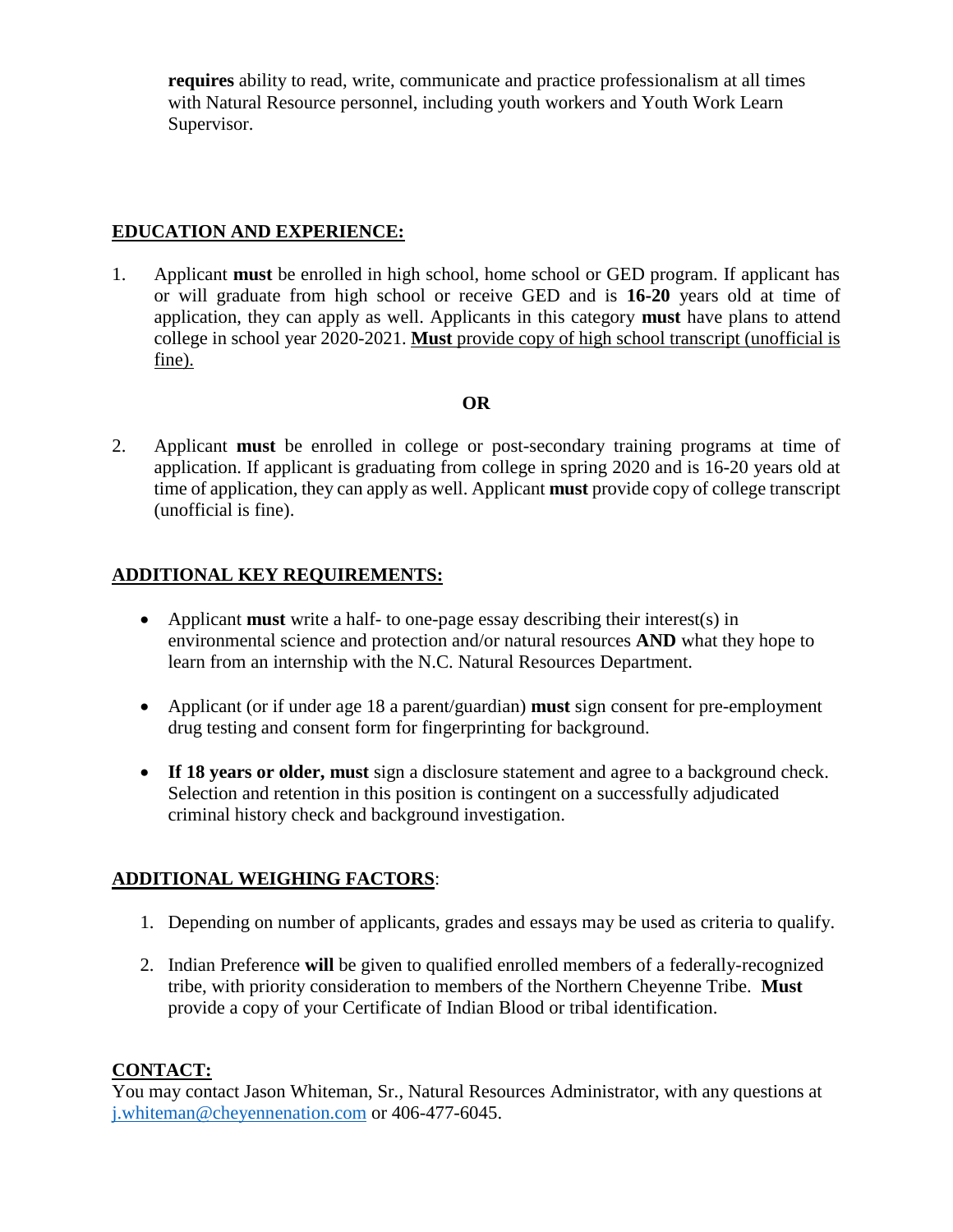**requires** ability to read, write, communicate and practice professionalism at all times with Natural Resource personnel, including youth workers and Youth Work Learn Supervisor.

## EDUCATION AND EXPERIENCE:

1. Applicant **must** be enrolled in high school, home school or GED program. If applicant has or will graduate from high school or receive GED and is **16-20** years old at time of application, they can apply as well. Applicants in this category **must** have plans to attend college in school year 2020-2021. **Must** provide copy of high school transcript (unofficial is fine).

**OR**

2. Applicant **must** be enrolled in college or post-secondary training programs at time of application. If applicant is graduating from college in spring 2020 and is 16-20 years old at time of application, they can apply as well. Applicant **must** provide copy of college transcript (unofficial is fine).

## ADDITIONAL KEY REQUIREMENTS:

- Applicant **must** write a half- to one-page essay describing their interest(s) in environmental science and protection and/or natural resources **AND** what they hope to learn from an internship with the N.C. Natural Resources Department.
- Applicant (or if under age 18 a parent/guardian) **must** sign consent for pre-employment drug testing and consent form for fingerprinting for background.
- **If 18 years or older, must** sign a disclosure statement and agree to a background check. Selection and retention in this position is contingent on a successfully adjudicated criminal history check and background investigation.

## ADDITIONAL WEIGHING FACTORS:

1. Depending on number of applicants, grades and essays may be used as criteria to qualify.
2. Indian Preference **will** be given to qualified enrolled members of a federally-recognized tribe, with priority consideration to members of the Northern Cheyenne Tribe. **Must** provide a copy of your Certificate of Indian Blood or tribal identification.

## CONTACT:

You may contact Jason Whiteman, Sr., Natural Resources Administrator, with any questions at j.whiteman@cheyennenation.com or 406-477-6045.